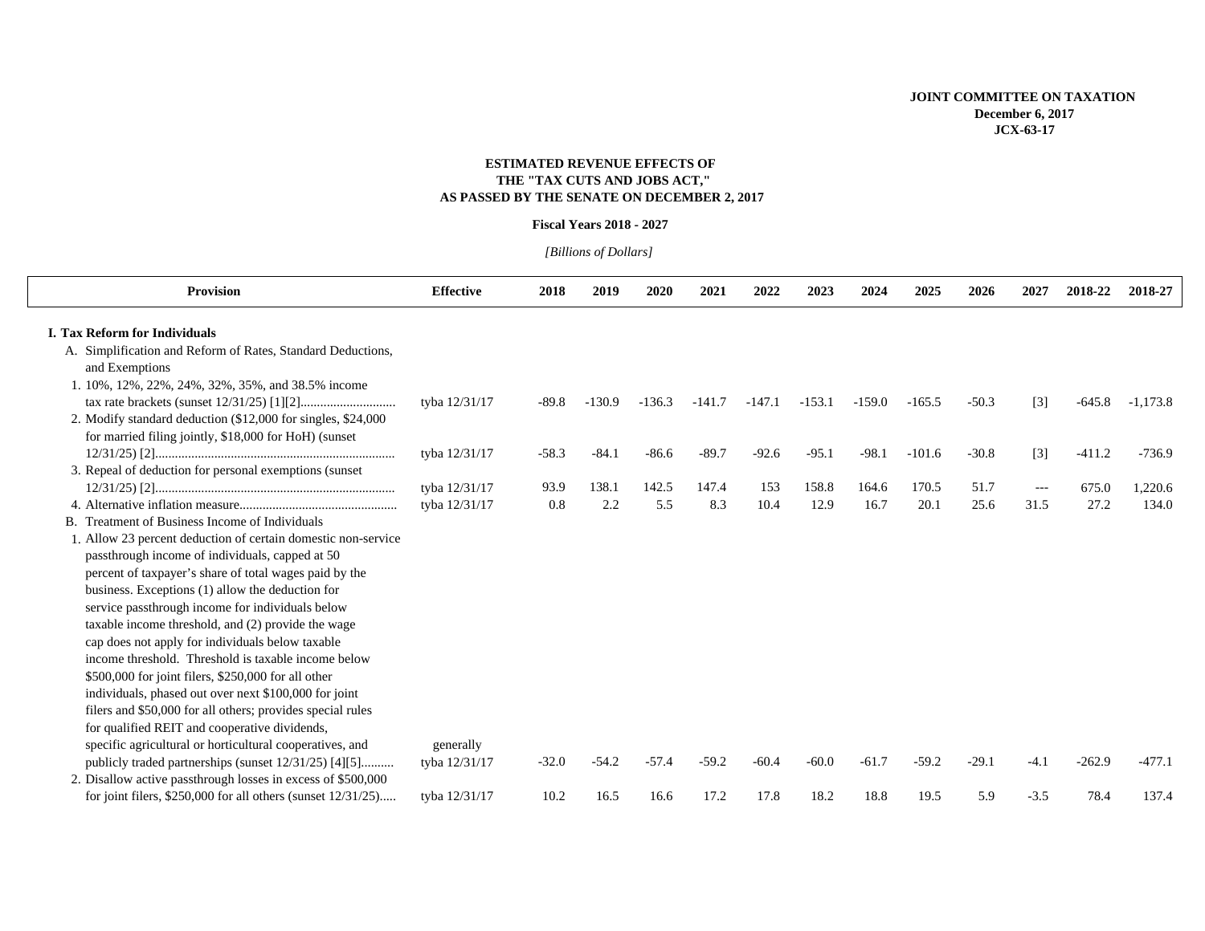**JOINT COMMITTEE ON TAXATION**
**December 6, 2017**
**JCX-63-17**

## ESTIMATED REVENUE EFFECTS OF THE "TAX CUTS AND JOBS ACT," AS PASSED BY THE SENATE ON DECEMBER 2, 2017

**Fiscal Years 2018 - 2027**

*[Billions of Dollars]*

| Provision | Effective | 2018 | 2019 | 2020 | 2021 | 2022 | 2023 | 2024 | 2025 | 2026 | 2027 | 2018-22 | 2018-27 |
|---|---|---|---|---|---|---|---|---|---|---|---|---|---|
| **I. Tax Reform for Individuals** | | | | | | | | | | | | | |
| A. Simplification and Reform of Rates, Standard Deductions, and Exemptions | | | | | | | | | | | | | |
| 1. 10%, 12%, 22%, 24%, 32%, 35%, and 38.5% income tax rate brackets (sunset 12/31/25) [1][2] | tyba 12/31/17 | -89.8 | -130.9 | -136.3 | -141.7 | -147.1 | -153.1 | -159.0 | -165.5 | -50.3 | [3] | -645.8 | -1,173.8 |
| 2. Modify standard deduction ($12,000 for singles, $24,000 for married filing jointly, $18,000 for HoH) (sunset 12/31/25) [2] | tyba 12/31/17 | -58.3 | -84.1 | -86.6 | -89.7 | -92.6 | -95.1 | -98.1 | -101.6 | -30.8 | [3] | -411.2 | -736.9 |
| 3. Repeal of deduction for personal exemptions (sunset 12/31/25) [2] | tyba 12/31/17 | 93.9 | 138.1 | 142.5 | 147.4 | 153 | 158.8 | 164.6 | 170.5 | 51.7 | --- | 675.0 | 1,220.6 |
| 4. Alternative inflation measure | tyba 12/31/17 | 0.8 | 2.2 | 5.5 | 8.3 | 10.4 | 12.9 | 16.7 | 20.1 | 25.6 | 31.5 | 27.2 | 134.0 |
| B. Treatment of Business Income of Individuals | | | | | | | | | | | | | |
| 1. Allow 23 percent deduction of certain domestic non-service passthrough income of individuals, capped at 50 percent of taxpayer's share of total wages paid by the business. Exceptions (1) allow the deduction for service passthrough income for individuals below taxable income threshold, and (2) provide the wage cap does not apply for individuals below taxable income threshold. Threshold is taxable income below $500,000 for joint filers, $250,000 for all other individuals, phased out over next $100,000 for joint filers and $50,000 for all others; provides special rules for qualified REIT and cooperative dividends, specific agricultural or horticultural cooperatives, and publicly traded partnerships (sunset 12/31/25) [4][5] | generally tyba 12/31/17 | -32.0 | -54.2 | -57.4 | -59.2 | -60.4 | -60.0 | -61.7 | -59.2 | -29.1 | -4.1 | -262.9 | -477.1 |
| 2. Disallow active passthrough losses in excess of $500,000 for joint filers, $250,000 for all others (sunset 12/31/25) | tyba 12/31/17 | 10.2 | 16.5 | 16.6 | 17.2 | 17.8 | 18.2 | 18.8 | 19.5 | 5.9 | -3.5 | 78.4 | 137.4 |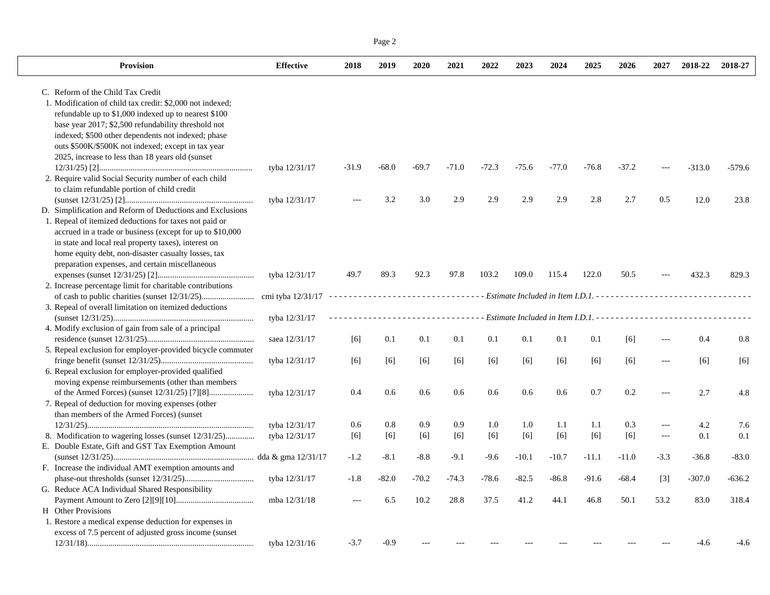| Provision | Effective | 2018 | 2019 | 2020 | 2021 | 2022 | 2023 | 2024 | 2025 | 2026 | 2027 | 2018-22 | 2018-27 |
|---|---|---|---|---|---|---|---|---|---|---|---|---|---|
| C. Reform of the Child Tax Credit | | | | | | | | | | | | | |
| 1. Modification of child tax credit: $2,000 not indexed; refundable up to $1,000 indexed up to nearest $100 base year 2017; $2,500 refundability threshold not indexed; $500 other dependents not indexed; phase outs $500K/$500K not indexed; except in tax year 2025, increase to less than 18 years old (sunset 12/31/25) [2] | tyba 12/31/17 | -31.9 | -68.0 | -69.7 | -71.0 | -72.3 | -75.6 | -77.0 | -76.8 | -37.2 | --- | -313.0 | -579.6 |
| 2. Require valid Social Security number of each child to claim refundable portion of child credit (sunset 12/31/25) [2] | tyba 12/31/17 | --- | 3.2 | 3.0 | 2.9 | 2.9 | 2.9 | 2.9 | 2.8 | 2.7 | 0.5 | 12.0 | 23.8 |
| D. Simplification and Reform of Deductions and Exclusions | | | | | | | | | | | | | |
| 1. Repeal of itemized deductions for taxes not paid or accrued in a trade or business (except for up to $10,000 in state and local real property taxes), interest on home equity debt, non-disaster casualty losses, tax preparation expenses, and certain miscellaneous expenses (sunset 12/31/25) [2] | tyba 12/31/17 | 49.7 | 89.3 | 92.3 | 97.8 | 103.2 | 109.0 | 115.4 | 122.0 | 50.5 | --- | 432.3 | 829.3 |
| 2. Increase percentage limit for charitable contributions of cash to public charities (sunset 12/31/25) | cmi tyba 12/31/17 | *Estimate Included in Item I.D.1.* | | | | | | | | | | | |
| 3. Repeal of overall limitation on itemized deductions (sunset 12/31/25) | tyba 12/31/17 | *Estimate Included in Item I.D.1.* | | | | | | | | | | | |
| 4. Modify exclusion of gain from sale of a principal residence (sunset 12/31/25) | saea 12/31/17 | [6] | 0.1 | 0.1 | 0.1 | 0.1 | 0.1 | 0.1 | 0.1 | [6] | --- | 0.4 | 0.8 |
| 5. Repeal exclusion for employer-provided bicycle commuter fringe benefit (sunset 12/31/25) | tyba 12/31/17 | [6] | [6] | [6] | [6] | [6] | [6] | [6] | [6] | [6] | --- | [6] | [6] |
| 6. Repeal exclusion for employer-provided qualified moving expense reimbursements (other than members of the Armed Forces) (sunset 12/31/25) [7][8] | tyba 12/31/17 | 0.4 | 0.6 | 0.6 | 0.6 | 0.6 | 0.6 | 0.6 | 0.7 | 0.2 | --- | 2.7 | 4.8 |
| 7. Repeal of deduction for moving expenses (other than members of the Armed Forces) (sunset 12/31/25) | tyba 12/31/17 | 0.6 | 0.8 | 0.9 | 0.9 | 1.0 | 1.0 | 1.1 | 1.1 | 0.3 | --- | 4.2 | 7.6 |
| 8. Modification to wagering losses (sunset 12/31/25) | tyba 12/31/17 | [6] | [6] | [6] | [6] | [6] | [6] | [6] | [6] | [6] | --- | 0.1 | 0.1 |
| E. Double Estate, Gift and GST Tax Exemption Amount (sunset 12/31/25) | dda & gma 12/31/17 | -1.2 | -8.1 | -8.8 | -9.1 | -9.6 | -10.1 | -10.7 | -11.1 | -11.0 | -3.3 | -36.8 | -83.0 |
| F. Increase the individual AMT exemption amounts and phase-out thresholds (sunset 12/31/25) | tyba 12/31/17 | -1.8 | -82.0 | -70.2 | -74.3 | -78.6 | -82.5 | -86.8 | -91.6 | -68.4 | [3] | -307.0 | -636.2 |
| G. Reduce ACA Individual Shared Responsibility Payment Amount to Zero [2][9][10] | mba 12/31/18 | --- | 6.5 | 10.2 | 28.8 | 37.5 | 41.2 | 44.1 | 46.8 | 50.1 | 53.2 | 83.0 | 318.4 |
| H Other Provisions | | | | | | | | | | | | | |
| 1. Restore a medical expense deduction for expenses in excess of 7.5 percent of adjusted gross income (sunset 12/31/18) | tyba 12/31/16 | -3.7 | -0.9 | --- | --- | --- | --- | --- | --- | --- | --- | -4.6 | -4.6 |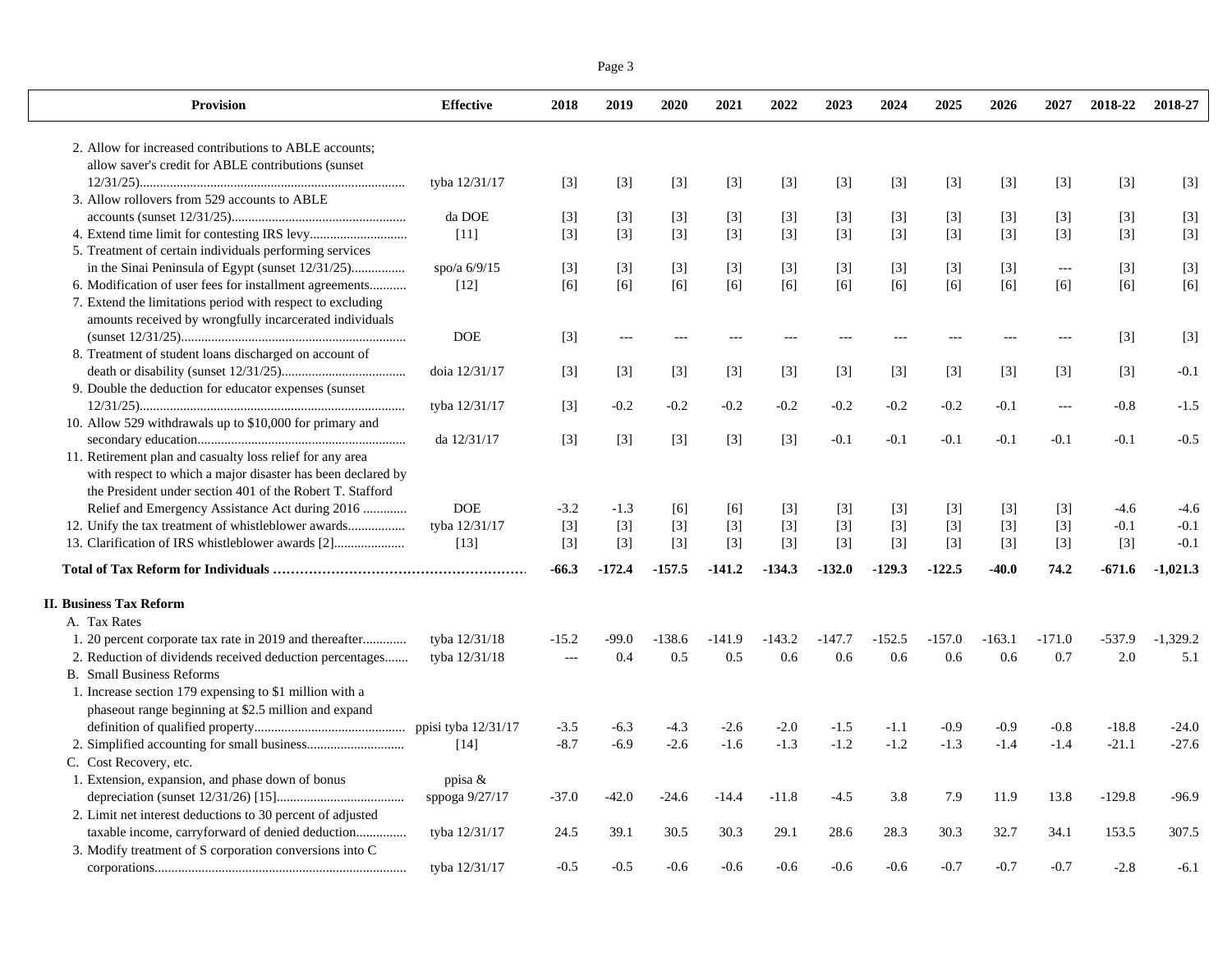| Provision | Effective | 2018 | 2019 | 2020 | 2021 | 2022 | 2023 | 2024 | 2025 | 2026 | 2027 | 2018-22 | 2018-27 |
|---|---|---|---|---|---|---|---|---|---|---|---|---|---|
| 2. Allow for increased contributions to ABLE accounts; allow saver's credit for ABLE contributions (sunset 12/31/25)............................................................................... | tyba 12/31/17 | [3] | [3] | [3] | [3] | [3] | [3] | [3] | [3] | [3] | [3] | [3] | [3] |
| 3. Allow rollovers from 529 accounts to ABLE accounts (sunset 12/31/25).................................................... | da DOE | [3] | [3] | [3] | [3] | [3] | [3] | [3] | [3] | [3] | [3] | [3] | [3] |
| 4. Extend time limit for contesting IRS levy............................. | [11] | [3] | [3] | [3] | [3] | [3] | [3] | [3] | [3] | [3] | [3] | [3] | [3] |
| 5. Treatment of certain individuals performing services in the Sinai Peninsula of Egypt (sunset 12/31/25)................ | spo/a 6/9/15 | [3] | [3] | [3] | [3] | [3] | [3] | [3] | [3] | [3] | --- | [3] | [3] |
| 6. Modification of user fees for installment agreements........... | [12] | [6] | [6] | [6] | [6] | [6] | [6] | [6] | [6] | [6] | [6] | [6] | [6] |
| 7. Extend the limitations period with respect to excluding amounts received by wrongfully incarcerated individuals (sunset 12/31/25)................................................................... | DOE | [3] | --- | --- | --- | --- | --- | --- | --- | --- | --- | [3] | [3] |
| 8. Treatment of student loans discharged on account of death or disability (sunset 12/31/25)..................................... | doia 12/31/17 | [3] | [3] | [3] | [3] | [3] | [3] | [3] | [3] | [3] | [3] | [3] | -0.1 |
| 9. Double the deduction for educator expenses (sunset 12/31/25)............................................................................... | tyba 12/31/17 | [3] | -0.2 | -0.2 | -0.2 | -0.2 | -0.2 | -0.2 | -0.2 | -0.1 | --- | -0.8 | -1.5 |
| 10. Allow 529 withdrawals up to $10,000 for primary and secondary education............................................................. | da 12/31/17 | [3] | [3] | [3] | [3] | [3] | -0.1 | -0.1 | -0.1 | -0.1 | -0.1 | -0.1 | -0.5 |
| 11. Retirement plan and casualty loss relief for any area with respect to which a major disaster has been declared by the President under section 401 of the Robert T. Stafford Relief and Emergency Assistance Act during 2016 ............ | DOE | -3.2 | -1.3 | [6] | [6] | [3] | [3] | [3] | [3] | [3] | [3] | -4.6 | -4.6 |
| 12. Unify the tax treatment of whistleblower awards................. | tyba 12/31/17 | [3] | [3] | [3] | [3] | [3] | [3] | [3] | [3] | [3] | [3] | -0.1 | -0.1 |
| 13. Clarification of IRS whistleblower awards [2]..................... | [13] | [3] | [3] | [3] | [3] | [3] | [3] | [3] | [3] | [3] | [3] | [3] | -0.1 |
| **Total of Tax Reform for Individuals ……………………………………………….** | | **-66.3** | **-172.4** | **-157.5** | **-141.2** | **-134.3** | **-132.0** | **-129.3** | **-122.5** | **-40.0** | **74.2** | **-671.6** | **-1,021.3** |
| **II. Business Tax Reform** | | | | | | | | | | | | | |
| A. Tax Rates | | | | | | | | | | | | | |
| 1. 20 percent corporate tax rate in 2019 and thereafter............ | tyba 12/31/18 | -15.2 | -99.0 | -138.6 | -141.9 | -143.2 | -147.7 | -152.5 | -157.0 | -163.1 | -171.0 | -537.9 | -1,329.2 |
| 2. Reduction of dividends received deduction percentages....... | tyba 12/31/18 | --- | 0.4 | 0.5 | 0.5 | 0.6 | 0.6 | 0.6 | 0.6 | 0.6 | 0.7 | 2.0 | 5.1 |
| B. Small Business Reforms | | | | | | | | | | | | | |
| 1. Increase section 179 expensing to $1 million with a phaseout range beginning at $2.5 million and expand definition of qualified property............................................ | ppisi tyba 12/31/17 | -3.5 | -6.3 | -4.3 | -2.6 | -2.0 | -1.5 | -1.1 | -0.9 | -0.9 | -0.8 | -18.8 | -24.0 |
| 2. Simplified accounting for small business............................ | [14] | -8.7 | -6.9 | -2.6 | -1.6 | -1.3 | -1.2 | -1.2 | -1.3 | -1.4 | -1.4 | -21.1 | -27.6 |
| C. Cost Recovery, etc. | | | | | | | | | | | | | |
| 1. Extension, expansion, and phase down of bonus depreciation (sunset 12/31/26) [15]...................................... | ppisa & sppoga 9/27/17 | -37.0 | -42.0 | -24.6 | -14.4 | -11.8 | -4.5 | 3.8 | 7.9 | 11.9 | 13.8 | -129.8 | -96.9 |
| 2. Limit net interest deductions to 30 percent of adjusted taxable income, carryforward of denied deduction............... | tyba 12/31/17 | 24.5 | 39.1 | 30.5 | 30.3 | 29.1 | 28.6 | 28.3 | 30.3 | 32.7 | 34.1 | 153.5 | 307.5 |
| 3. Modify treatment of S corporation conversions into C corporations........................................................................... | tyba 12/31/17 | -0.5 | -0.5 | -0.6 | -0.6 | -0.6 | -0.6 | -0.6 | -0.7 | -0.7 | -0.7 | -2.8 | -6.1 |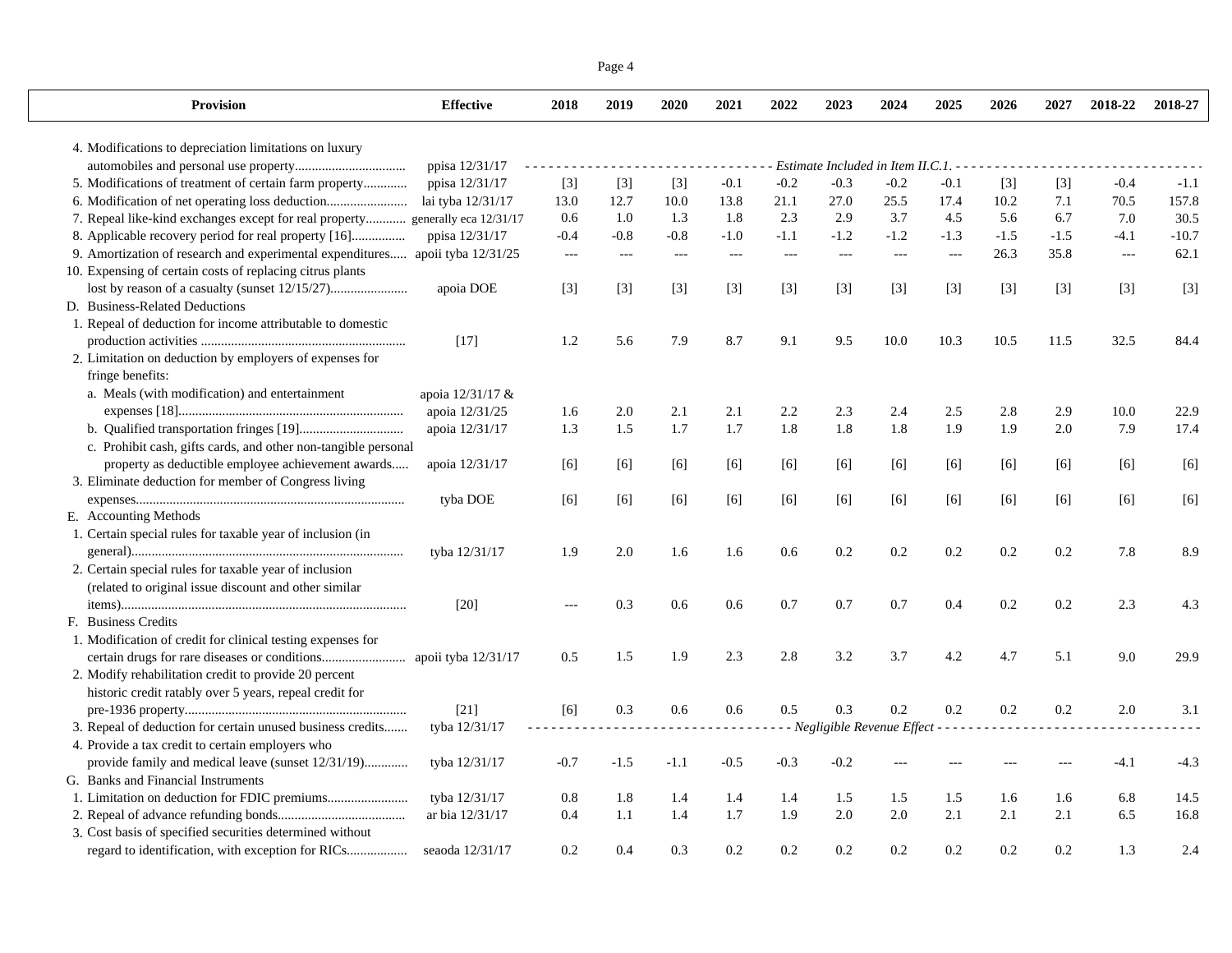| Provision | Effective | 2018 | 2019 | 2020 | 2021 | 2022 | 2023 | 2024 | 2025 | 2026 | 2027 | 2018-22 | 2018-27 |
|---|---|---|---|---|---|---|---|---|---|---|---|---|---|
| 4. Modifications to depreciation limitations on luxury automobiles and personal use property................................ | ppisa 12/31/17 | *Estimate Included in Item II.C.1.* | | | | | | | | | | | |
| 5. Modifications of treatment of certain farm property............ | ppisa 12/31/17 | [3] | [3] | [3] | -0.1 | -0.2 | -0.3 | -0.2 | -0.1 | [3] | [3] | -0.4 | -1.1 |
| 6. Modification of net operating loss deduction........................ | lai tyba 12/31/17 | 13.0 | 12.7 | 10.0 | 13.8 | 21.1 | 27.0 | 25.5 | 17.4 | 10.2 | 7.1 | 70.5 | 157.8 |
| 7. Repeal like-kind exchanges except for real property............ | generally eca 12/31/17 | 0.6 | 1.0 | 1.3 | 1.8 | 2.3 | 2.9 | 3.7 | 4.5 | 5.6 | 6.7 | 7.0 | 30.5 |
| 8. Applicable recovery period for real property [16]................ | ppisa 12/31/17 | -0.4 | -0.8 | -0.8 | -1.0 | -1.1 | -1.2 | -1.2 | -1.3 | -1.5 | -1.5 | -4.1 | -10.7 |
| 9. Amortization of research and experimental expenditures..... | apoii tyba 12/31/25 | --- | --- | --- | --- | --- | --- | --- | --- | 26.3 | 35.8 | --- | 62.1 |
| 10. Expensing of certain costs of replacing citrus plants lost by reason of a casualty (sunset 12/15/27)....................... | apoia DOE | [3] | [3] | [3] | [3] | [3] | [3] | [3] | [3] | [3] | [3] | [3] | [3] |
| D. Business-Related Deductions | | | | | | | | | | | | | |
| 1. Repeal of deduction for income attributable to domestic production activities ............................................................ | [17] | 1.2 | 5.6 | 7.9 | 8.7 | 9.1 | 9.5 | 10.0 | 10.3 | 10.5 | 11.5 | 32.5 | 84.4 |
| 2. Limitation on deduction by employers of expenses for fringe benefits: | | | | | | | | | | | | | |
| a. Meals (with modification) and entertainment expenses [18].................................................................. | apoia 12/31/17 & apoia 12/31/25 | 1.6 | 2.0 | 2.1 | 2.1 | 2.2 | 2.3 | 2.4 | 2.5 | 2.8 | 2.9 | 10.0 | 22.9 |
| b. Qualified transportation fringes [19].............................. | apoia 12/31/17 | 1.3 | 1.5 | 1.7 | 1.7 | 1.8 | 1.8 | 1.8 | 1.9 | 1.9 | 2.0 | 7.9 | 17.4 |
| c. Prohibit cash, gifts cards, and other non-tangible personal property as deductible employee achievement awards..... | apoia 12/31/17 | [6] | [6] | [6] | [6] | [6] | [6] | [6] | [6] | [6] | [6] | [6] | [6] |
| 3. Eliminate deduction for member of Congress living expenses............................................................................... | tyba DOE | [6] | [6] | [6] | [6] | [6] | [6] | [6] | [6] | [6] | [6] | [6] | [6] |
| E. Accounting Methods | | | | | | | | | | | | | |
| 1. Certain special rules for taxable year of inclusion (in general)................................................................................ | tyba 12/31/17 | 1.9 | 2.0 | 1.6 | 1.6 | 0.6 | 0.2 | 0.2 | 0.2 | 0.2 | 0.2 | 7.8 | 8.9 |
| 2. Certain special rules for taxable year of inclusion (related to original issue discount and other similar items).................................................................................... | [20] | --- | 0.3 | 0.6 | 0.6 | 0.7 | 0.7 | 0.7 | 0.4 | 0.2 | 0.2 | 2.3 | 4.3 |
| F. Business Credits | | | | | | | | | | | | | |
| 1. Modification of credit for clinical testing expenses for certain drugs for rare diseases or conditions......................... | apoii tyba 12/31/17 | 0.5 | 1.5 | 1.9 | 2.3 | 2.8 | 3.2 | 3.7 | 4.2 | 4.7 | 5.1 | 9.0 | 29.9 |
| 2. Modify rehabilitation credit to provide 20 percent historic credit ratably over 5 years, repeal credit for pre-1936 property................................................................. | [21] | [6] | 0.3 | 0.6 | 0.6 | 0.5 | 0.3 | 0.2 | 0.2 | 0.2 | 0.2 | 2.0 | 3.1 |
| 3. Repeal of deduction for certain unused business credits....... | tyba 12/31/17 | *Negligible Revenue Effect* | | | | | | | | | | | |
| 4. Provide a tax credit to certain employers who provide family and medical leave (sunset 12/31/19)............ | tyba 12/31/17 | -0.7 | -1.5 | -1.1 | -0.5 | -0.3 | -0.2 | --- | --- | --- | --- | -4.1 | -4.3 |
| G. Banks and Financial Instruments | | | | | | | | | | | | | |
| 1. Limitation on deduction for FDIC premiums........................ | tyba 12/31/17 | 0.8 | 1.8 | 1.4 | 1.4 | 1.4 | 1.5 | 1.5 | 1.5 | 1.6 | 1.6 | 6.8 | 14.5 |
| 2. Repeal of advance refunding bonds...................................... | ar bia 12/31/17 | 0.4 | 1.1 | 1.4 | 1.7 | 1.9 | 2.0 | 2.0 | 2.1 | 2.1 | 2.1 | 6.5 | 16.8 |
| 3. Cost basis of specified securities determined without regard to identification, with exception for RICs................. | seaoda 12/31/17 | 0.2 | 0.4 | 0.3 | 0.2 | 0.2 | 0.2 | 0.2 | 0.2 | 0.2 | 0.2 | 1.3 | 2.4 |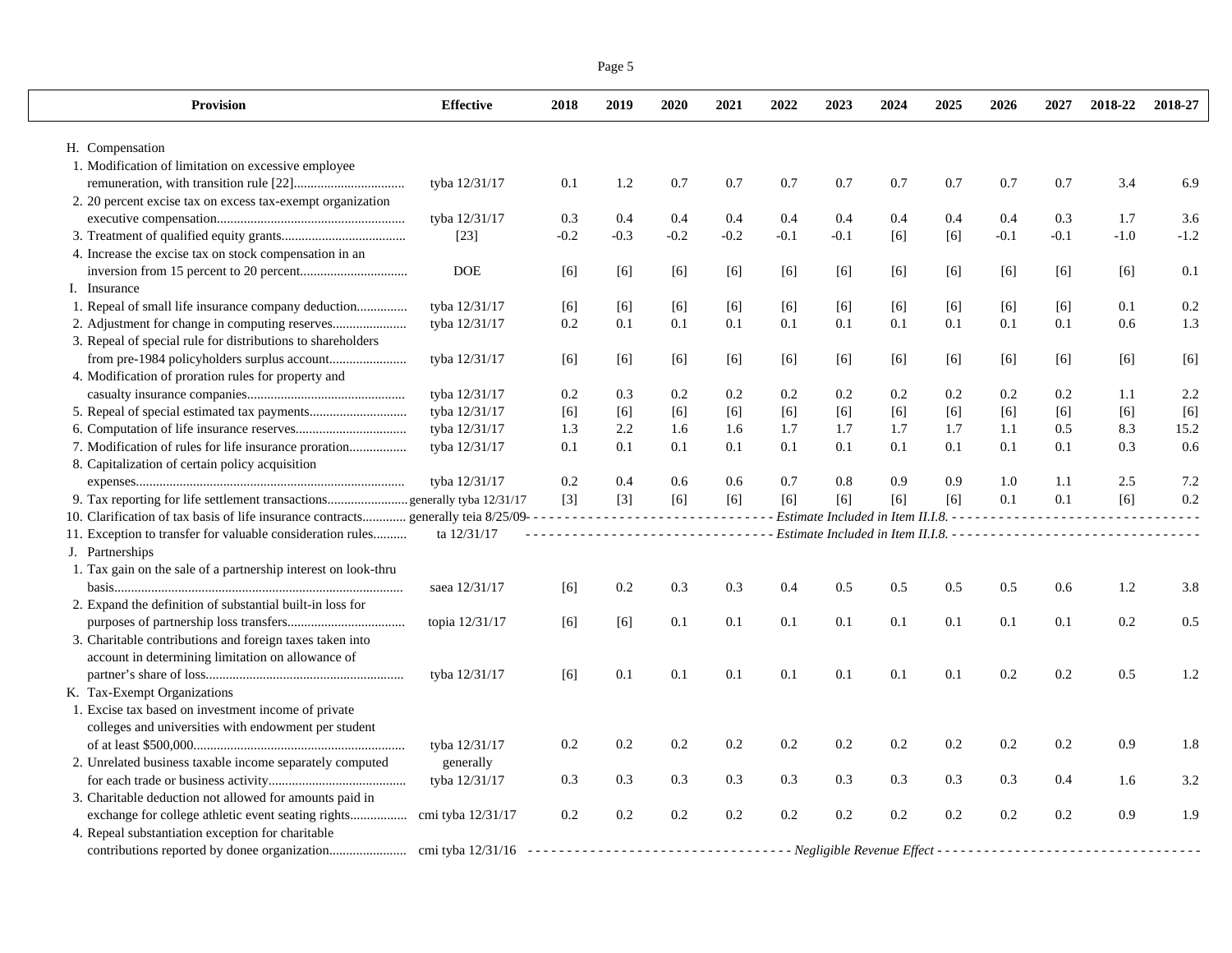| Provision | Effective | 2018 | 2019 | 2020 | 2021 | 2022 | 2023 | 2024 | 2025 | 2026 | 2027 | 2018-22 | 2018-27 |
|---|---|---|---|---|---|---|---|---|---|---|---|---|---|
| H. Compensation | | | | | | | | | | | | | |
| 1. Modification of limitation on excessive employee remuneration, with transition rule [22]................................ | tyba 12/31/17 | 0.1 | 1.2 | 0.7 | 0.7 | 0.7 | 0.7 | 0.7 | 0.7 | 0.7 | 0.7 | 3.4 | 6.9 |
| 2. 20 percent excise tax on excess tax-exempt organization executive compensation...................................................... | tyba 12/31/17 | 0.3 | 0.4 | 0.4 | 0.4 | 0.4 | 0.4 | 0.4 | 0.4 | 0.4 | 0.3 | 1.7 | 3.6 |
| 3. Treatment of qualified equity grants.................................... | [23] | -0.2 | -0.3 | -0.2 | -0.2 | -0.1 | -0.1 | [6] | [6] | -0.1 | -0.1 | -1.0 | -1.2 |
| 4. Increase the excise tax on stock compensation in an inversion from 15 percent to 20 percent............................... | DOE | [6] | [6] | [6] | [6] | [6] | [6] | [6] | [6] | [6] | [6] | [6] | 0.1 |
| I. Insurance | | | | | | | | | | | | | |
| 1. Repeal of small life insurance company deduction............... | tyba 12/31/17 | [6] | [6] | [6] | [6] | [6] | [6] | [6] | [6] | [6] | [6] | 0.1 | 0.2 |
| 2. Adjustment for change in computing reserves...................... | tyba 12/31/17 | 0.2 | 0.1 | 0.1 | 0.1 | 0.1 | 0.1 | 0.1 | 0.1 | 0.1 | 0.1 | 0.6 | 1.3 |
| 3. Repeal of special rule for distributions to shareholders from pre-1984 policyholders surplus account....................... | tyba 12/31/17 | [6] | [6] | [6] | [6] | [6] | [6] | [6] | [6] | [6] | [6] | [6] | [6] |
| 4. Modification of proration rules for property and casualty insurance companies.............................................. | tyba 12/31/17 | 0.2 | 0.3 | 0.2 | 0.2 | 0.2 | 0.2 | 0.2 | 0.2 | 0.2 | 0.2 | 1.1 | 2.2 |
| 5. Repeal of special estimated tax payments............................ | tyba 12/31/17 | [6] | [6] | [6] | [6] | [6] | [6] | [6] | [6] | [6] | [6] | [6] | [6] |
| 6. Computation of life insurance reserves................................ | tyba 12/31/17 | 1.3 | 2.2 | 1.6 | 1.6 | 1.7 | 1.7 | 1.7 | 1.7 | 1.1 | 0.5 | 8.3 | 15.2 |
| 7. Modification of rules for life insurance proration................. | tyba 12/31/17 | 0.1 | 0.1 | 0.1 | 0.1 | 0.1 | 0.1 | 0.1 | 0.1 | 0.1 | 0.1 | 0.3 | 0.6 |
| 8. Capitalization of certain policy acquisition expenses................................................................................ | tyba 12/31/17 | 0.2 | 0.4 | 0.6 | 0.6 | 0.7 | 0.8 | 0.9 | 0.9 | 1.0 | 1.1 | 2.5 | 7.2 |
| 9. Tax reporting for life settlement transactions....................... | generally tyba 12/31/17 | [3] | [3] | [6] | [6] | [6] | [6] | [6] | [6] | 0.1 | 0.1 | [6] | 0.2 |
| 10. Clarification of tax basis of life insurance contracts............ | generally teia 8/25/09 | *Estimate Included in Item II.I.8.* | | | | | | | | | | | |
| 11. Exception to transfer for valuable consideration rules.......... | ta 12/31/17 | *Estimate Included in Item II.I.8.* | | | | | | | | | | | |
| J. Partnerships | | | | | | | | | | | | | |
| 1. Tax gain on the sale of a partnership interest on look-thru basis..................................................................................... | saea 12/31/17 | [6] | 0.2 | 0.3 | 0.3 | 0.4 | 0.5 | 0.5 | 0.5 | 0.5 | 0.6 | 1.2 | 3.8 |
| 2. Expand the definition of substantial built-in loss for purposes of partnership loss transfers.................................. | topia 12/31/17 | [6] | [6] | 0.1 | 0.1 | 0.1 | 0.1 | 0.1 | 0.1 | 0.1 | 0.1 | 0.2 | 0.5 |
| 3. Charitable contributions and foreign taxes taken into account in determining limitation on allowance of partner's share of loss.......................................................... | tyba 12/31/17 | [6] | 0.1 | 0.1 | 0.1 | 0.1 | 0.1 | 0.1 | 0.1 | 0.2 | 0.2 | 0.5 | 1.2 |
| K. Tax-Exempt Organizations | | | | | | | | | | | | | |
| 1. Excise tax based on investment income of private colleges and universities with endowment per student of at least $500,000.............................................................. | tyba 12/31/17 | 0.2 | 0.2 | 0.2 | 0.2 | 0.2 | 0.2 | 0.2 | 0.2 | 0.2 | 0.2 | 0.9 | 1.8 |
| 2. Unrelated business taxable income separately computed for each trade or business activity......................................... | generally tyba 12/31/17 | 0.3 | 0.3 | 0.3 | 0.3 | 0.3 | 0.3 | 0.3 | 0.3 | 0.3 | 0.4 | 1.6 | 3.2 |
| 3. Charitable deduction not allowed for amounts paid in exchange for college athletic event seating rights................. | cmi tyba 12/31/17 | 0.2 | 0.2 | 0.2 | 0.2 | 0.2 | 0.2 | 0.2 | 0.2 | 0.2 | 0.2 | 0.9 | 1.9 |
| 4. Repeal substantiation exception for charitable contributions reported by donee organization....................... | cmi tyba 12/31/16 | *Negligible Revenue Effect* | | | | | | | | | | | |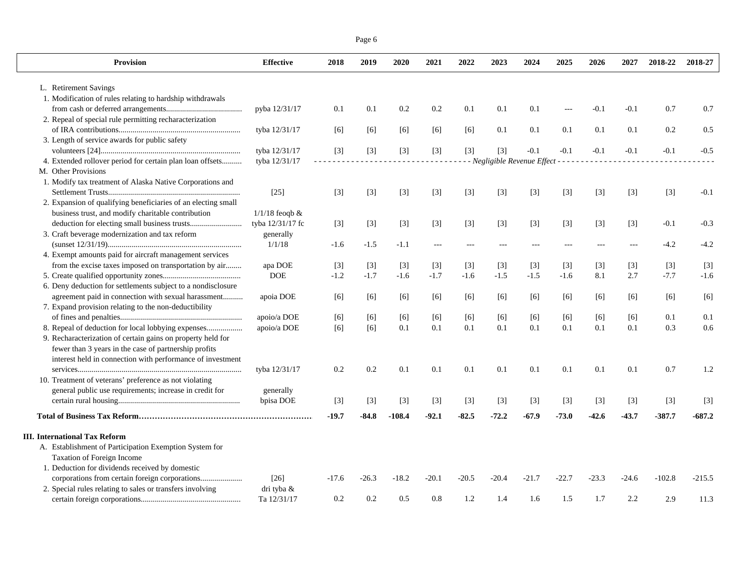| Provision | Effective | 2018 | 2019 | 2020 | 2021 | 2022 | 2023 | 2024 | 2025 | 2026 | 2027 | 2018-22 | 2018-27 |
|---|---|---|---|---|---|---|---|---|---|---|---|---|---|
| L. Retirement Savings | | | | | | | | | | | | | |
| 1. Modification of rules relating to hardship withdrawals from cash or deferred arrangements | pyba 12/31/17 | 0.1 | 0.1 | 0.2 | 0.2 | 0.1 | 0.1 | 0.1 | --- | -0.1 | -0.1 | 0.7 | 0.7 |
| 2. Repeal of special rule permitting recharacterization of IRA contributions | tyba 12/31/17 | [6] | [6] | [6] | [6] | [6] | 0.1 | 0.1 | 0.1 | 0.1 | 0.1 | 0.2 | 0.5 |
| 3. Length of service awards for public safety volunteers [24] | tyba 12/31/17 | [3] | [3] | [3] | [3] | [3] | [3] | -0.1 | -0.1 | -0.1 | -0.1 | -0.1 | -0.5 |
| 4. Extended rollover period for certain plan loan offsets | tyba 12/31/17 | *Negligible Revenue Effect* | | | | | | | | | | | |
| M. Other Provisions | | | | | | | | | | | | | |
| 1. Modify tax treatment of Alaska Native Corporations and Settlement Trusts | [25] | [3] | [3] | [3] | [3] | [3] | [3] | [3] | [3] | [3] | [3] | [3] | -0.1 |
| 2. Expansion of qualifying beneficiaries of an electing small business trust, and modify charitable contribution deduction for electing small business trusts | 1/1/18 feoqb & tyba 12/31/17 fc | [3] | [3] | [3] | [3] | [3] | [3] | [3] | [3] | [3] | [3] | -0.1 | -0.3 |
| 3. Craft beverage modernization and tax reform (sunset 12/31/19) | generally 1/1/18 | -1.6 | -1.5 | -1.1 | --- | --- | --- | --- | --- | --- | --- | -4.2 | -4.2 |
| 4. Exempt amounts paid for aircraft management services from the excise taxes imposed on transportation by air | apa DOE | [3] | [3] | [3] | [3] | [3] | [3] | [3] | [3] | [3] | [3] | [3] | [3] |
| 5. Create qualified opportunity zones | DOE | -1.2 | -1.7 | -1.6 | -1.7 | -1.6 | -1.5 | -1.5 | -1.6 | 8.1 | 2.7 | -7.7 | -1.6 |
| 6. Deny deduction for settlements subject to a nondisclosure agreement paid in connection with sexual harassment | apoia DOE | [6] | [6] | [6] | [6] | [6] | [6] | [6] | [6] | [6] | [6] | [6] | [6] |
| 7. Expand provision relating to the non-deductibility of fines and penalties | apoio/a DOE | [6] | [6] | [6] | [6] | [6] | [6] | [6] | [6] | [6] | [6] | 0.1 | 0.1 |
| 8. Repeal of deduction for local lobbying expenses | apoio/a DOE | [6] | [6] | 0.1 | 0.1 | 0.1 | 0.1 | 0.1 | 0.1 | 0.1 | 0.1 | 0.3 | 0.6 |
| 9. Recharacterization of certain gains on property held for fewer than 3 years in the case of partnership profits interest held in connection with performance of investment services | tyba 12/31/17 | 0.2 | 0.2 | 0.1 | 0.1 | 0.1 | 0.1 | 0.1 | 0.1 | 0.1 | 0.1 | 0.7 | 1.2 |
| 10. Treatment of veterans' preference as not violating general public use requirements; increase in credit for certain rural housing | generally bpisa DOE | [3] | [3] | [3] | [3] | [3] | [3] | [3] | [3] | [3] | [3] | [3] | [3] |
| **Total of Business Tax Reform** | | **-19.7** | **-84.8** | **-108.4** | **-92.1** | **-82.5** | **-72.2** | **-67.9** | **-73.0** | **-42.6** | **-43.7** | **-387.7** | **-687.2** |
| **III. International Tax Reform** | | | | | | | | | | | | | |
| A. Establishment of Participation Exemption System for Taxation of Foreign Income | | | | | | | | | | | | | |
| 1. Deduction for dividends received by domestic corporations from certain foreign corporations | [26] | -17.6 | -26.3 | -18.2 | -20.1 | -20.5 | -20.4 | -21.7 | -22.7 | -23.3 | -24.6 | -102.8 | -215.5 |
| 2. Special rules relating to sales or transfers involving certain foreign corporations | dri tyba & Ta 12/31/17 | 0.2 | 0.2 | 0.5 | 0.8 | 1.2 | 1.4 | 1.6 | 1.5 | 1.7 | 2.2 | 2.9 | 11.3 |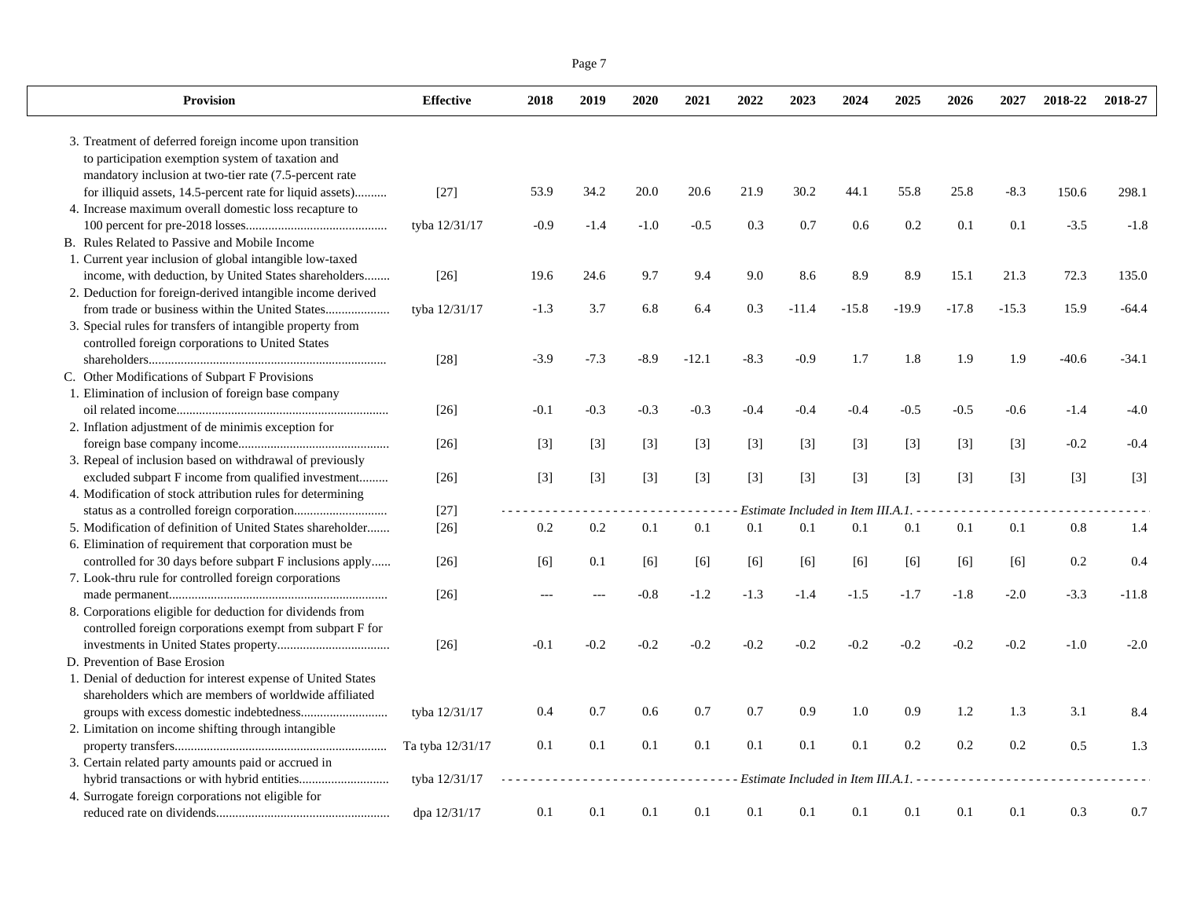| Provision | Effective | 2018 | 2019 | 2020 | 2021 | 2022 | 2023 | 2024 | 2025 | 2026 | 2027 | 2018-22 | 2018-27 |
|---|---|---|---|---|---|---|---|---|---|---|---|---|---|
| 3. Treatment of deferred foreign income upon transition to participation exemption system of taxation and mandatory inclusion at two-tier rate (7.5-percent rate for illiquid assets, 14.5-percent rate for liquid assets).......... | [27] | 53.9 | 34.2 | 20.0 | 20.6 | 21.9 | 30.2 | 44.1 | 55.8 | 25.8 | -8.3 | 150.6 | 298.1 |
| 4. Increase maximum overall domestic loss recapture to 100 percent for pre-2018 losses........................................... | tyba 12/31/17 | -0.9 | -1.4 | -1.0 | -0.5 | 0.3 | 0.7 | 0.6 | 0.2 | 0.1 | 0.1 | -3.5 | -1.8 |
| B. Rules Related to Passive and Mobile Income | | | | | | | | | | | | | |
| 1. Current year inclusion of global intangible low-taxed income, with deduction, by United States shareholders........ | [26] | 19.6 | 24.6 | 9.7 | 9.4 | 9.0 | 8.6 | 8.9 | 8.9 | 15.1 | 21.3 | 72.3 | 135.0 |
| 2. Deduction for foreign-derived intangible income derived from trade or business within the United States.................... | tyba 12/31/17 | -1.3 | 3.7 | 6.8 | 6.4 | 0.3 | -11.4 | -15.8 | -19.9 | -17.8 | -15.3 | 15.9 | -64.4 |
| 3. Special rules for transfers of intangible property from controlled foreign corporations to United States shareholders......................................................................... | [28] | -3.9 | -7.3 | -8.9 | -12.1 | -8.3 | -0.9 | 1.7 | 1.8 | 1.9 | 1.9 | -40.6 | -34.1 |
| C. Other Modifications of Subpart F Provisions | | | | | | | | | | | | | |
| 1. Elimination of inclusion of foreign base company oil related income................................................................. | [26] | -0.1 | -0.3 | -0.3 | -0.3 | -0.4 | -0.4 | -0.4 | -0.5 | -0.5 | -0.6 | -1.4 | -4.0 |
| 2. Inflation adjustment of de minimis exception for foreign base company income.............................................. | [26] | [3] | [3] | [3] | [3] | [3] | [3] | [3] | [3] | [3] | [3] | -0.2 | -0.4 |
| 3. Repeal of inclusion based on withdrawal of previously excluded subpart F income from qualified investment......... | [26] | [3] | [3] | [3] | [3] | [3] | [3] | [3] | [3] | [3] | [3] | [3] | [3] |
| 4. Modification of stock attribution rules for determining status as a controlled foreign corporation............................ | [27] | - - - - - - - - - - - - - - - - - - - - - - - - - - - - - - - - - | *Estimate Included in Item III.A.1.* | | | | | | | | | | - - - - - - - - - - - - - - - - - - - - - - - - - - - - - - - - - |
| 5. Modification of definition of United States shareholder....... | [26] | 0.2 | 0.2 | 0.1 | 0.1 | 0.1 | 0.1 | 0.1 | 0.1 | 0.1 | 0.1 | 0.8 | 1.4 |
| 6. Elimination of requirement that corporation must be controlled for 30 days before subpart F inclusions apply...... | [26] | [6] | 0.1 | [6] | [6] | [6] | [6] | [6] | [6] | [6] | [6] | 0.2 | 0.4 |
| 7. Look-thru rule for controlled foreign corporations made permanent................................................................... | [26] | --- | --- | -0.8 | -1.2 | -1.3 | -1.4 | -1.5 | -1.7 | -1.8 | -2.0 | -3.3 | -11.8 |
| 8. Corporations eligible for deduction for dividends from controlled foreign corporations exempt from subpart F for investments in United States property.................................. | [26] | -0.1 | -0.2 | -0.2 | -0.2 | -0.2 | -0.2 | -0.2 | -0.2 | -0.2 | -0.2 | -1.0 | -2.0 |
| D. Prevention of Base Erosion | | | | | | | | | | | | | |
| 1. Denial of deduction for interest expense of United States shareholders which are members of worldwide affiliated groups with excess domestic indebtedness........................... | tyba 12/31/17 | 0.4 | 0.7 | 0.6 | 0.7 | 0.7 | 0.9 | 1.0 | 0.9 | 1.2 | 1.3 | 3.1 | 8.4 |
| 2. Limitation on income shifting through intangible property transfers................................................................. | Ta tyba 12/31/17 | 0.1 | 0.1 | 0.1 | 0.1 | 0.1 | 0.1 | 0.1 | 0.2 | 0.2 | 0.2 | 0.5 | 1.3 |
| 3. Certain related party amounts paid or accrued in hybrid transactions or with hybrid entities........................... | tyba 12/31/17 | - - - - - - - - - - - - - - - - - - - - - - - - - - - - - - - - - | *Estimate Included in Item III.A.1.* | | | | | | | | | | - - - - - - - - - - - - - - - - - - - - - - - - - - - - - - - - - |
| 4. Surrogate foreign corporations not eligible for reduced rate on dividends..................................................... | dpa 12/31/17 | 0.1 | 0.1 | 0.1 | 0.1 | 0.1 | 0.1 | 0.1 | 0.1 | 0.1 | 0.1 | 0.3 | 0.7 |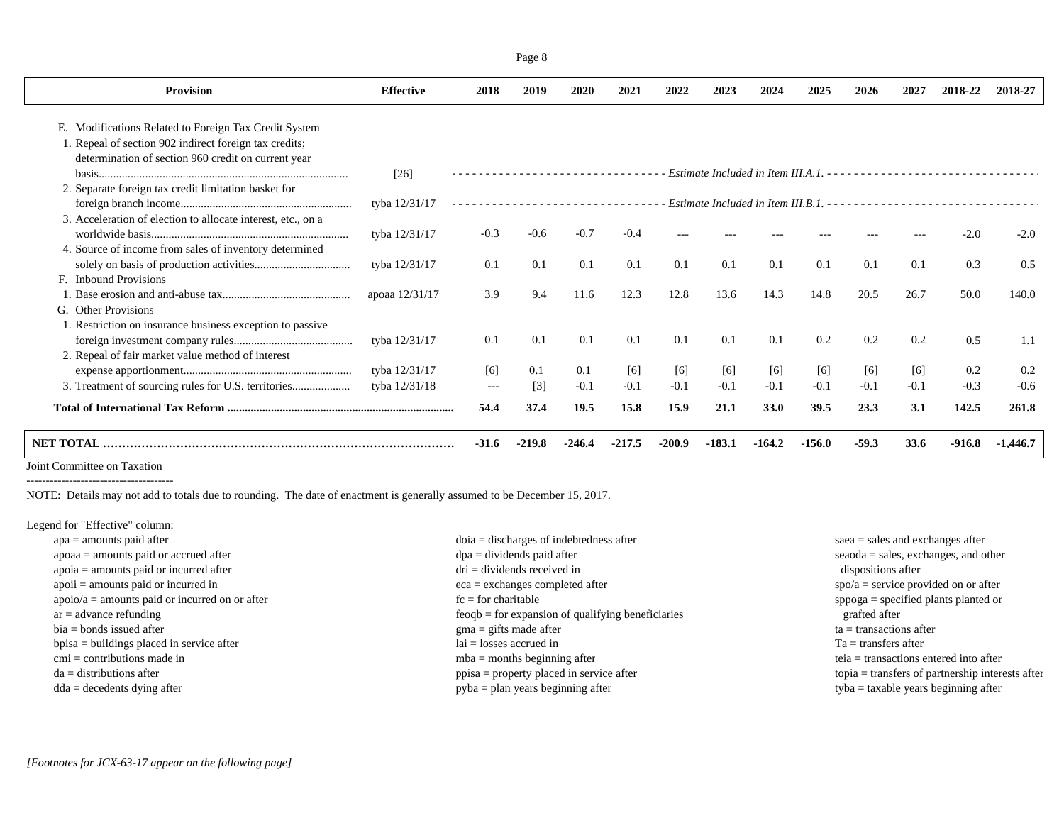| Provision | Effective | 2018 | 2019 | 2020 | 2021 | 2022 | 2023 | 2024 | 2025 | 2026 | 2027 | 2018-22 | 2018-27 |
|---|---|---|---|---|---|---|---|---|---|---|---|---|---|
| E. Modifications Related to Foreign Tax Credit System | | | | | | | | | | | | | |
| 1. Repeal of section 902 indirect foreign tax credits; determination of section 960 credit on current year basis | [26] | *Estimate Included in Item III.A.1.* | | | | | | | | | | | |
| 2. Separate foreign tax credit limitation basket for foreign branch income | tyba 12/31/17 | *Estimate Included in Item III.B.1.* | | | | | | | | | | | |
| 3. Acceleration of election to allocate interest, etc., on a worldwide basis | tyba 12/31/17 | -0.3 | -0.6 | -0.7 | -0.4 | --- | --- | --- | --- | --- | --- | -2.0 | -2.0 |
| 4. Source of income from sales of inventory determined solely on basis of production activities | tyba 12/31/17 | 0.1 | 0.1 | 0.1 | 0.1 | 0.1 | 0.1 | 0.1 | 0.1 | 0.1 | 0.1 | 0.3 | 0.5 |
| F. Inbound Provisions | | | | | | | | | | | | | |
| 1. Base erosion and anti-abuse tax | apoaa 12/31/17 | 3.9 | 9.4 | 11.6 | 12.3 | 12.8 | 13.6 | 14.3 | 14.8 | 20.5 | 26.7 | 50.0 | 140.0 |
| G. Other Provisions | | | | | | | | | | | | | |
| 1. Restriction on insurance business exception to passive foreign investment company rules | tyba 12/31/17 | 0.1 | 0.1 | 0.1 | 0.1 | 0.1 | 0.1 | 0.1 | 0.2 | 0.2 | 0.2 | 0.5 | 1.1 |
| 2. Repeal of fair market value method of interest expense apportionment | tyba 12/31/17 | [6] | 0.1 | 0.1 | [6] | [6] | [6] | [6] | [6] | [6] | [6] | 0.2 | 0.2 |
| 3. Treatment of sourcing rules for U.S. territories | tyba 12/31/18 | --- | [3] | -0.1 | -0.1 | -0.1 | -0.1 | -0.1 | -0.1 | -0.1 | -0.1 | -0.3 | -0.6 |
| **Total of International Tax Reform** | | **54.4** | **37.4** | **19.5** | **15.8** | **15.9** | **21.1** | **33.0** | **39.5** | **23.3** | **3.1** | **142.5** | **261.8** |
| **NET TOTAL** | | **-31.6** | **-219.8** | **-246.4** | **-217.5** | **-200.9** | **-183.1** | **-164.2** | **-156.0** | **-59.3** | **33.6** | **-916.8** | **-1,446.7** |

Joint Committee on Taxation

---

NOTE: Details may not add to totals due to rounding. The date of enactment is generally assumed to be December 15, 2017.

Legend for "Effective" column:

apa = amounts paid after
apoaa = amounts paid or accrued after
apoia = amounts paid or incurred after
apoii = amounts paid or incurred in
apoio/a = amounts paid or incurred on or after
ar = advance refunding
bia = bonds issued after
bpisa = buildings placed in service after
cmi = contributions made in
da = distributions after
dda = decedents dying after
doia = discharges of indebtedness after
dpa = dividends paid after
dri = dividends received in
eca = exchanges completed after
fc = for charitable
feoqb = for expansion of qualifying beneficiaries
gma = gifts made after
lai = losses accrued in
mba = months beginning after
ppisa = property placed in service after
pyba = plan years beginning after
saea = sales and exchanges after
seaoda = sales, exchanges, and other dispositions after
spo/a = service provided on or after
sppoga = specified plants planted or grafted after
ta = transactions after
Ta = transfers after
teia = transactions entered into after
topia = transfers of partnership interests after
tyba = taxable years beginning after

*[Footnotes for JCX-63-17 appear on the following page]*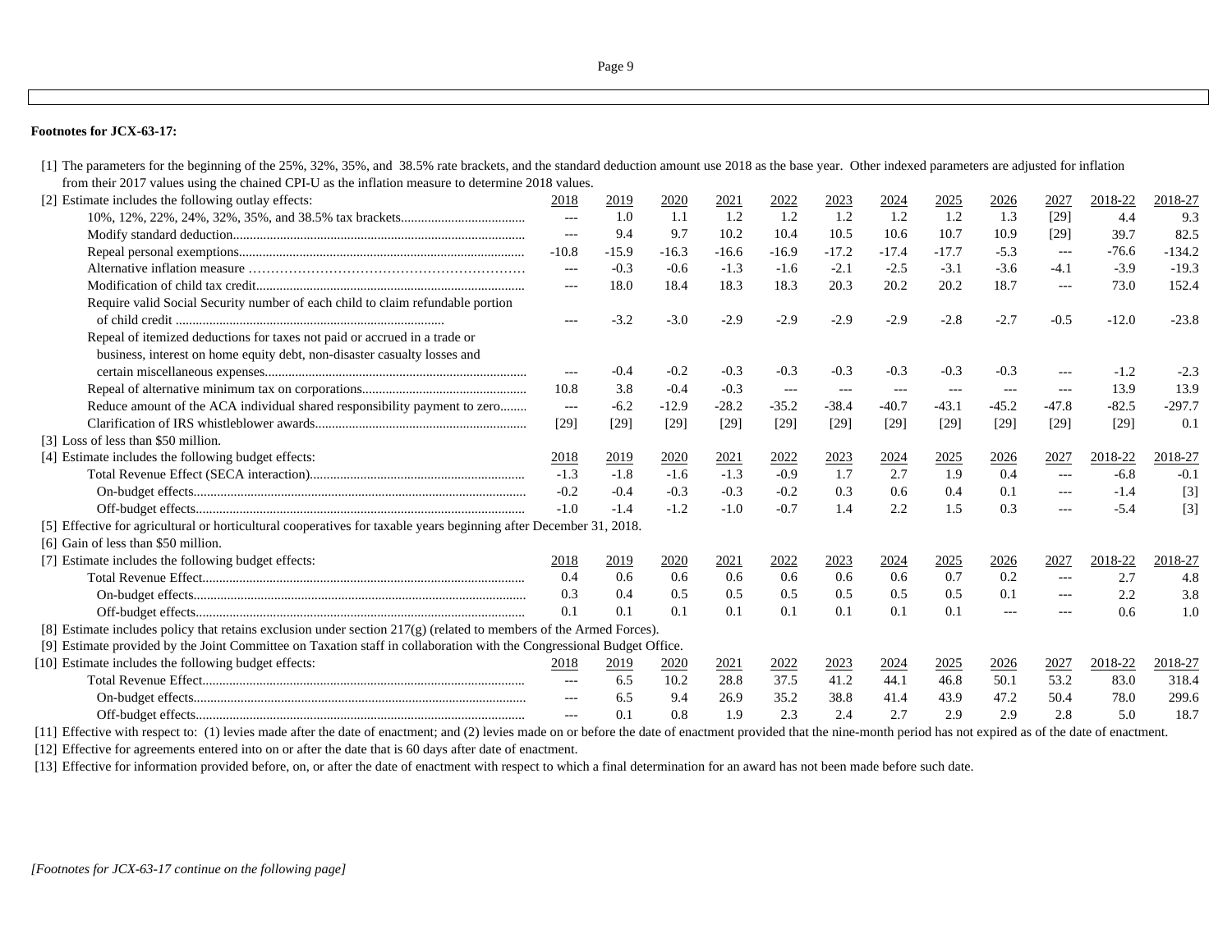**Footnotes for JCX-63-17:**

[1] The parameters for the beginning of the 25%, 32%, 35%, and 38.5% rate brackets, and the standard deduction amount use 2018 as the base year. Other indexed parameters are adjusted for inflation from their 2017 values using the chained CPI-U as the inflation measure to determine 2018 values.

[2] Estimate includes the following outlay effects:

| | 2018 | 2019 | 2020 | 2021 | 2022 | 2023 | 2024 | 2025 | 2026 | 2027 | 2018-22 | 2018-27 |
|---|---|---|---|---|---|---|---|---|---|---|---|---|
| 10%, 12%, 22%, 24%, 32%, 35%, and 38.5% tax brackets | --- | 1.0 | 1.1 | 1.2 | 1.2 | 1.2 | 1.2 | 1.2 | 1.3 | [29] | 4.4 | 9.3 |
| Modify standard deduction | --- | 9.4 | 9.7 | 10.2 | 10.4 | 10.5 | 10.6 | 10.7 | 10.9 | [29] | 39.7 | 82.5 |
| Repeal personal exemptions | -10.8 | -15.9 | -16.3 | -16.6 | -16.9 | -17.2 | -17.4 | -17.7 | -5.3 | --- | -76.6 | -134.2 |
| Alternative inflation measure | --- | -0.3 | -0.6 | -1.3 | -1.6 | -2.1 | -2.5 | -3.1 | -3.6 | -4.1 | -3.9 | -19.3 |
| Modification of child tax credit | --- | 18.0 | 18.4 | 18.3 | 18.3 | 20.3 | 20.2 | 20.2 | 18.7 | --- | 73.0 | 152.4 |
| Require valid Social Security number of each child to claim refundable portion of child credit | --- | -3.2 | -3.0 | -2.9 | -2.9 | -2.9 | -2.9 | -2.8 | -2.7 | -0.5 | -12.0 | -23.8 |
| Repeal of itemized deductions for taxes not paid or accrued in a trade or business, interest on home equity debt, non-disaster casualty losses and certain miscellaneous expenses | --- | -0.4 | -0.2 | -0.3 | -0.3 | -0.3 | -0.3 | -0.3 | -0.3 | --- | -1.2 | -2.3 |
| Repeal of alternative minimum tax on corporations | 10.8 | 3.8 | -0.4 | -0.3 | --- | --- | --- | --- | --- | --- | 13.9 | 13.9 |
| Reduce amount of the ACA individual shared responsibility payment to zero | --- | -6.2 | -12.9 | -28.2 | -35.2 | -38.4 | -40.7 | -43.1 | -45.2 | -47.8 | -82.5 | -297.7 |
| Clarification of IRS whistleblower awards | [29] | [29] | [29] | [29] | [29] | [29] | [29] | [29] | [29] | [29] | [29] | 0.1 |

[3] Loss of less than $50 million.

[4] Estimate includes the following budget effects:

| | 2018 | 2019 | 2020 | 2021 | 2022 | 2023 | 2024 | 2025 | 2026 | 2027 | 2018-22 | 2018-27 |
|---|---|---|---|---|---|---|---|---|---|---|---|---|
| Total Revenue Effect (SECA interaction) | -1.3 | -1.8 | -1.6 | -1.3 | -0.9 | 1.7 | 2.7 | 1.9 | 0.4 | --- | -6.8 | -0.1 |
| On-budget effects | -0.2 | -0.4 | -0.3 | -0.3 | -0.2 | 0.3 | 0.6 | 0.4 | 0.1 | --- | -1.4 | [3] |
| Off-budget effects | -1.0 | -1.4 | -1.2 | -1.0 | -0.7 | 1.4 | 2.2 | 1.5 | 0.3 | --- | -5.4 | [3] |

[5] Effective for agricultural or horticultural cooperatives for taxable years beginning after December 31, 2018.

[6] Gain of less than $50 million.

[7] Estimate includes the following budget effects:

| | 2018 | 2019 | 2020 | 2021 | 2022 | 2023 | 2024 | 2025 | 2026 | 2027 | 2018-22 | 2018-27 |
|---|---|---|---|---|---|---|---|---|---|---|---|---|
| Total Revenue Effect | 0.4 | 0.6 | 0.6 | 0.6 | 0.6 | 0.6 | 0.6 | 0.7 | 0.2 | --- | 2.7 | 4.8 |
| On-budget effects | 0.3 | 0.4 | 0.5 | 0.5 | 0.5 | 0.5 | 0.5 | 0.5 | 0.1 | --- | 2.2 | 3.8 |
| Off-budget effects | 0.1 | 0.1 | 0.1 | 0.1 | 0.1 | 0.1 | 0.1 | 0.1 | --- | --- | 0.6 | 1.0 |

[8] Estimate includes policy that retains exclusion under section 217(g) (related to members of the Armed Forces).

[9] Estimate provided by the Joint Committee on Taxation staff in collaboration with the Congressional Budget Office.

[10] Estimate includes the following budget effects:

| | 2018 | 2019 | 2020 | 2021 | 2022 | 2023 | 2024 | 2025 | 2026 | 2027 | 2018-22 | 2018-27 |
|---|---|---|---|---|---|---|---|---|---|---|---|---|
| Total Revenue Effect | --- | 6.5 | 10.2 | 28.8 | 37.5 | 41.2 | 44.1 | 46.8 | 50.1 | 53.2 | 83.0 | 318.4 |
| On-budget effects | --- | 6.5 | 9.4 | 26.9 | 35.2 | 38.8 | 41.4 | 43.9 | 47.2 | 50.4 | 78.0 | 299.6 |
| Off-budget effects | --- | 0.1 | 0.8 | 1.9 | 2.3 | 2.4 | 2.7 | 2.9 | 2.9 | 2.8 | 5.0 | 18.7 |

[11] Effective with respect to: (1) levies made after the date of enactment; and (2) levies made on or before the date of enactment provided that the nine-month period has not expired as of the date of enactment.

[12] Effective for agreements entered into on or after the date that is 60 days after date of enactment.

[13] Effective for information provided before, on, or after the date of enactment with respect to which a final determination for an award has not been made before such date.

*[Footnotes for JCX-63-17 continue on the following page]*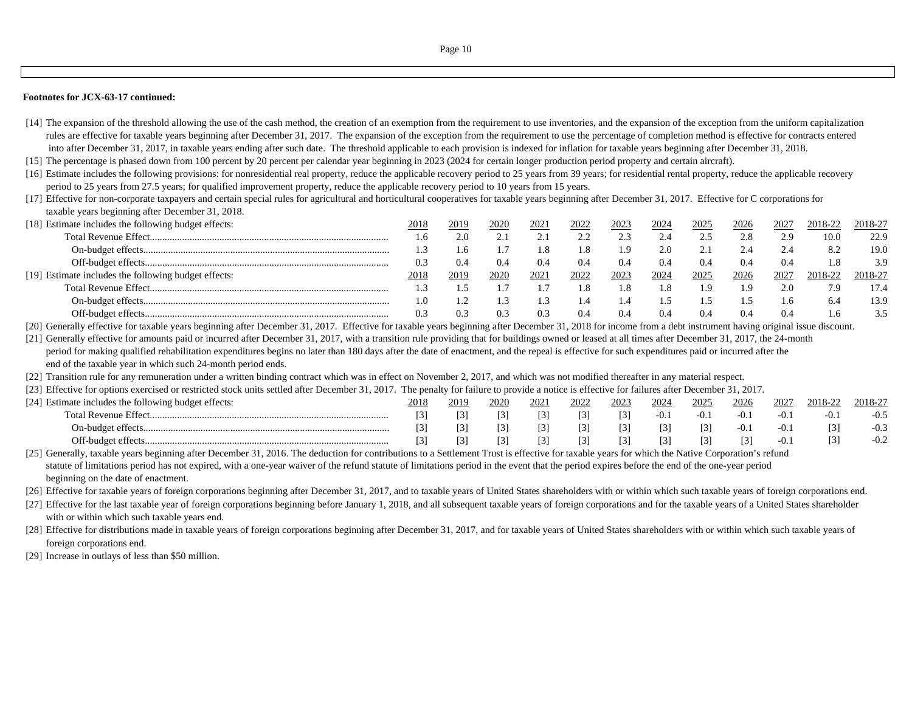**Footnotes for JCX-63-17 continued:**

[14] The expansion of the threshold allowing the use of the cash method, the creation of an exemption from the requirement to use inventories, and the expansion of the exception from the uniform capitalization rules are effective for taxable years beginning after December 31, 2017. The expansion of the exception from the requirement to use the percentage of completion method is effective for contracts entered into after December 31, 2017, in taxable years ending after such date. The threshold applicable to each provision is indexed for inflation for taxable years beginning after December 31, 2018.

[15] The percentage is phased down from 100 percent by 20 percent per calendar year beginning in 2023 (2024 for certain longer production period property and certain aircraft).

[16] Estimate includes the following provisions: for nonresidential real property, reduce the applicable recovery period to 25 years from 39 years; for residential rental property, reduce the applicable recovery period to 25 years from 27.5 years; for qualified improvement property, reduce the applicable recovery period to 10 years from 15 years.

[17] Effective for non-corporate taxpayers and certain special rules for agricultural and horticultural cooperatives for taxable years beginning after December 31, 2017. Effective for C corporations for taxable years beginning after December 31, 2018.

[18] Estimate includes the following budget effects:

| | 2018 | 2019 | 2020 | 2021 | 2022 | 2023 | 2024 | 2025 | 2026 | 2027 | 2018-22 | 2018-27 |
|---|---|---|---|---|---|---|---|---|---|---|---|---|
| Total Revenue Effect | 1.6 | 2.0 | 2.1 | 2.1 | 2.2 | 2.3 | 2.4 | 2.5 | 2.8 | 2.9 | 10.0 | 22.9 |
| On-budget effects | 1.3 | 1.6 | 1.7 | 1.8 | 1.8 | 1.9 | 2.0 | 2.1 | 2.4 | 2.4 | 8.2 | 19.0 |
| Off-budget effects | 0.3 | 0.4 | 0.4 | 0.4 | 0.4 | 0.4 | 0.4 | 0.4 | 0.4 | 0.4 | 1.8 | 3.9 |

[19] Estimate includes the following budget effects:

| | 2018 | 2019 | 2020 | 2021 | 2022 | 2023 | 2024 | 2025 | 2026 | 2027 | 2018-22 | 2018-27 |
|---|---|---|---|---|---|---|---|---|---|---|---|---|
| Total Revenue Effect | 1.3 | 1.5 | 1.7 | 1.7 | 1.8 | 1.8 | 1.8 | 1.9 | 1.9 | 2.0 | 7.9 | 17.4 |
| On-budget effects | 1.0 | 1.2 | 1.3 | 1.3 | 1.4 | 1.4 | 1.5 | 1.5 | 1.5 | 1.6 | 6.4 | 13.9 |
| Off-budget effects | 0.3 | 0.3 | 0.3 | 0.3 | 0.4 | 0.4 | 0.4 | 0.4 | 0.4 | 0.4 | 1.6 | 3.5 |

[20] Generally effective for taxable years beginning after December 31, 2017. Effective for taxable years beginning after December 31, 2018 for income from a debt instrument having original issue discount.

[21] Generally effective for amounts paid or incurred after December 31, 2017, with a transition rule providing that for buildings owned or leased at all times after December 31, 2017, the 24-month period for making qualified rehabilitation expenditures begins no later than 180 days after the date of enactment, and the repeal is effective for such expenditures paid or incurred after the end of the taxable year in which such 24-month period ends.

[22] Transition rule for any remuneration under a written binding contract which was in effect on November 2, 2017, and which was not modified thereafter in any material respect.

[23] Effective for options exercised or restricted stock units settled after December 31, 2017. The penalty for failure to provide a notice is effective for failures after December 31, 2017.

[24] Estimate includes the following budget effects:

| | 2018 | 2019 | 2020 | 2021 | 2022 | 2023 | 2024 | 2025 | 2026 | 2027 | 2018-22 | 2018-27 |
|---|---|---|---|---|---|---|---|---|---|---|---|---|
| Total Revenue Effect | [3] | [3] | [3] | [3] | [3] | [3] | -0.1 | -0.1 | -0.1 | -0.1 | -0.1 | -0.5 |
| On-budget effects | [3] | [3] | [3] | [3] | [3] | [3] | [3] | [3] | -0.1 | -0.1 | [3] | -0.3 |
| Off-budget effects | [3] | [3] | [3] | [3] | [3] | [3] | [3] | [3] | [3] | -0.1 | [3] | -0.2 |

[25] Generally, taxable years beginning after December 31, 2016. The deduction for contributions to a Settlement Trust is effective for taxable years for which the Native Corporation's refund statute of limitations period has not expired, with a one-year waiver of the refund statute of limitations period in the event that the period expires before the end of the one-year period beginning on the date of enactment.

[26] Effective for taxable years of foreign corporations beginning after December 31, 2017, and to taxable years of United States shareholders with or within which such taxable years of foreign corporations end.

[27] Effective for the last taxable year of foreign corporations beginning before January 1, 2018, and all subsequent taxable years of foreign corporations and for the taxable years of a United States shareholder with or within which such taxable years end.

[28] Effective for distributions made in taxable years of foreign corporations beginning after December 31, 2017, and for taxable years of United States shareholders with or within which such taxable years of foreign corporations end.

[29] Increase in outlays of less than $50 million.